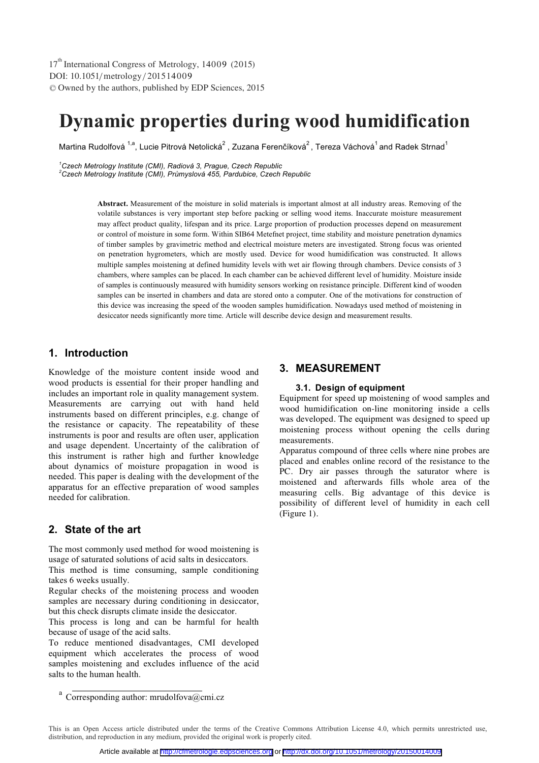# Dynamic properties during wood humidification

Martina Rudolfová [1,a], Lucie Pitrová Netolická [2], Zuzana Ferenčíková [2], Tereza Váchová [1] and Radek Strnad [1]

[1] *Czech Metrology Institute (CMI), Radiová 3, Prague, Czech Republic*
[2] *Czech Metrology Institute (CMI), Průmyslová 455, Pardubice, Czech Republic*

**Abstract.** Measurement of the moisture in solid materials is important almost at all industry areas. Removing of the volatile substances is very important step before packing or selling wood items. Inaccurate moisture measurement may affect product quality, lifespan and its price. Large proportion of production processes depend on measurement or control of moisture in some form. Within SIB64 Metefnet project, time stability and moisture penetration dynamics of timber samples by gravimetric method and electrical moisture meters are investigated. Strong focus was oriented on penetration hygrometers, which are mostly used. Device for wood humidification was constructed. It allows multiple samples moistening at defined humidity levels with wet air flowing through chambers. Device consists of 3 chambers, where samples can be placed. In each chamber can be achieved different level of humidity. Moisture inside of samples is continuously measured with humidity sensors working on resistance principle. Different kind of wooden samples can be inserted in chambers and data are stored onto a computer. One of the motivations for construction of this device was increasing the speed of the wooden samples humidification. Nowadays used method of moistening in desiccator needs significantly more time. Article will describe device design and measurement results.

## 1. Introduction

Knowledge of the moisture content inside wood and wood products is essential for their proper handling and includes an important role in quality management system. Measurements are carrying out with hand held instruments based on different principles, e.g. change of the resistance or capacity. The repeatability of these instruments is poor and results are often user, application and usage dependent. Uncertainty of the calibration of this instrument is rather high and further knowledge about dynamics of moisture propagation in wood is needed. This paper is dealing with the development of the apparatus for an effective preparation of wood samples needed for calibration.

## 2. State of the art

The most commonly used method for wood moistening is usage of saturated solutions of acid salts in desiccators.

This method is time consuming, sample conditioning takes 6 weeks usually.

Regular checks of the moistening process and wooden samples are necessary during conditioning in desiccator, but this check disrupts climate inside the desiccator.

This process is long and can be harmful for health because of usage of the acid salts.

To reduce mentioned disadvantages, CMI developed equipment which accelerates the process of wood samples moistening and excludes influence of the acid salts to the human health.

[a] Corresponding author: mrudolfova@cmi.cz

## 3. MEASUREMENT

### 3.1. Design of equipment

Equipment for speed up moistening of wood samples and wood humidification on-line monitoring inside a cells was developed. The equipment was designed to speed up moistening process without opening the cells during measurements.

Apparatus compound of three cells where nine probes are placed and enables online record of the resistance to the PC. Dry air passes through the saturator where is moistened and afterwards fills whole area of the measuring cells. Big advantage of this device is possibility of different level of humidity in each cell (Figure 1).

This is an Open Access article distributed under the terms of the Creative Commons Attribution License 4.0, which permits unrestricted use, distribution, and reproduction in any medium, provided the original work is properly cited.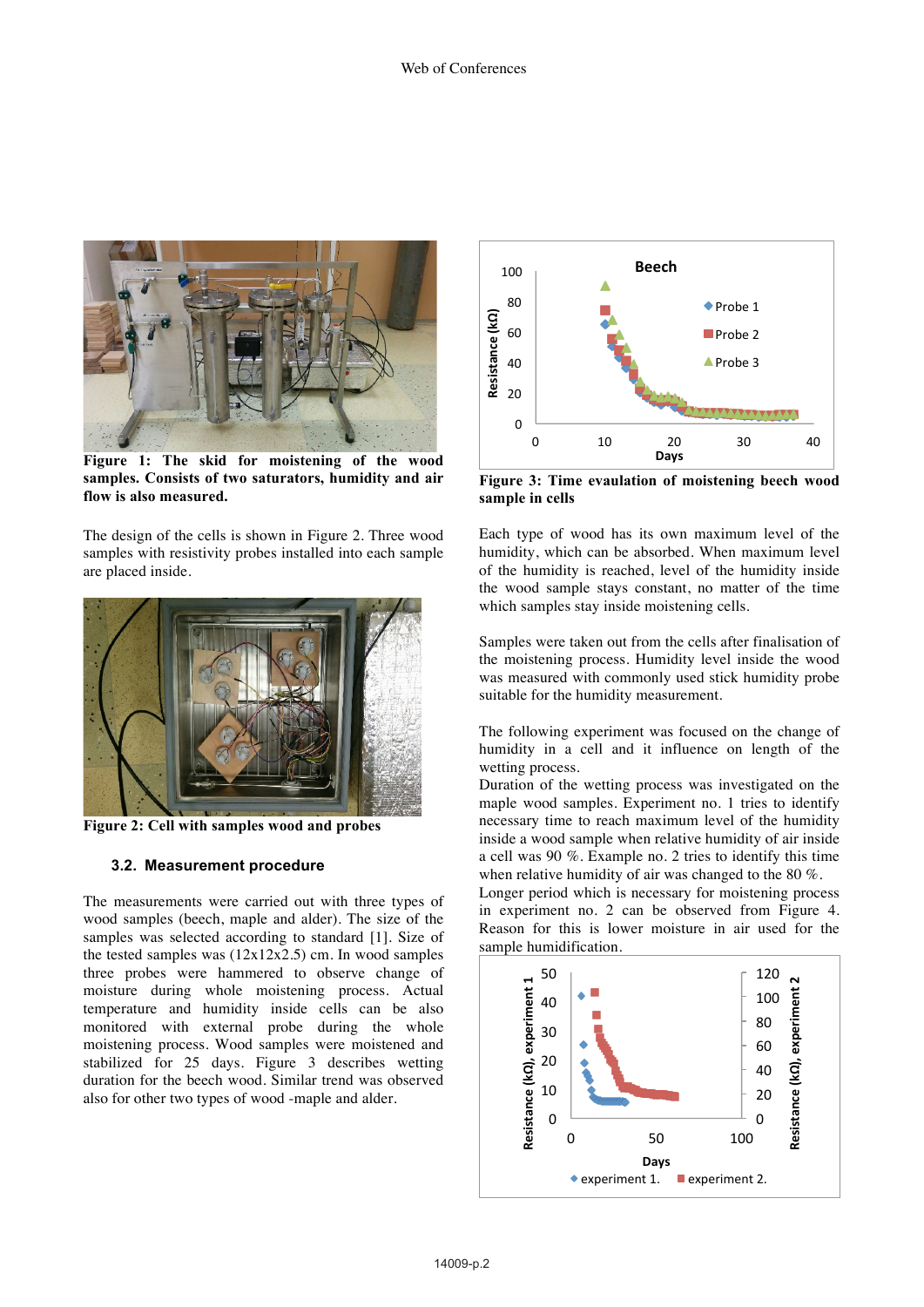Figure 1: The skid for moistening of the wood samples. Consists of two saturators, humidity and air flow is also measured.

The design of the cells is shown in Figure 2. Three wood samples with resistivity probes installed into each sample are placed inside.

Figure 2: Cell with samples wood and probes

### 3.2. Measurement procedure

The measurements were carried out with three types of wood samples (beech, maple and alder). The size of the samples was selected according to standard [1]. Size of the tested samples was (12x12x2.5) cm. In wood samples three probes were hammered to observe change of moisture during whole moistening process. Actual temperature and humidity inside cells can be also monitored with external probe during the whole moistening process. Wood samples were moistened and stabilized for 25 days. Figure 3 describes wetting duration for the beech wood. Similar trend was observed also for other two types of wood -maple and alder.

Figure 3: Time evaulation of moistening beech wood sample in cells

Each type of wood has its own maximum level of the humidity, which can be absorbed. When maximum level of the humidity is reached, level of the humidity inside the wood sample stays constant, no matter of the time which samples stay inside moistening cells.

Samples were taken out from the cells after finalisation of the moistening process. Humidity level inside the wood was measured with commonly used stick humidity probe suitable for the humidity measurement.

The following experiment was focused on the change of humidity in a cell and it influence on length of the wetting process.

Duration of the wetting process was investigated on the maple wood samples. Experiment no. 1 tries to identify necessary time to reach maximum level of the humidity inside a wood sample when relative humidity of air inside a cell was 90 %. Example no. 2 tries to identify this time when relative humidity of air was changed to the 80 %.

Longer period which is necessary for moistening process in experiment no. 2 can be observed from Figure 4. Reason for this is lower moisture in air used for the sample humidification.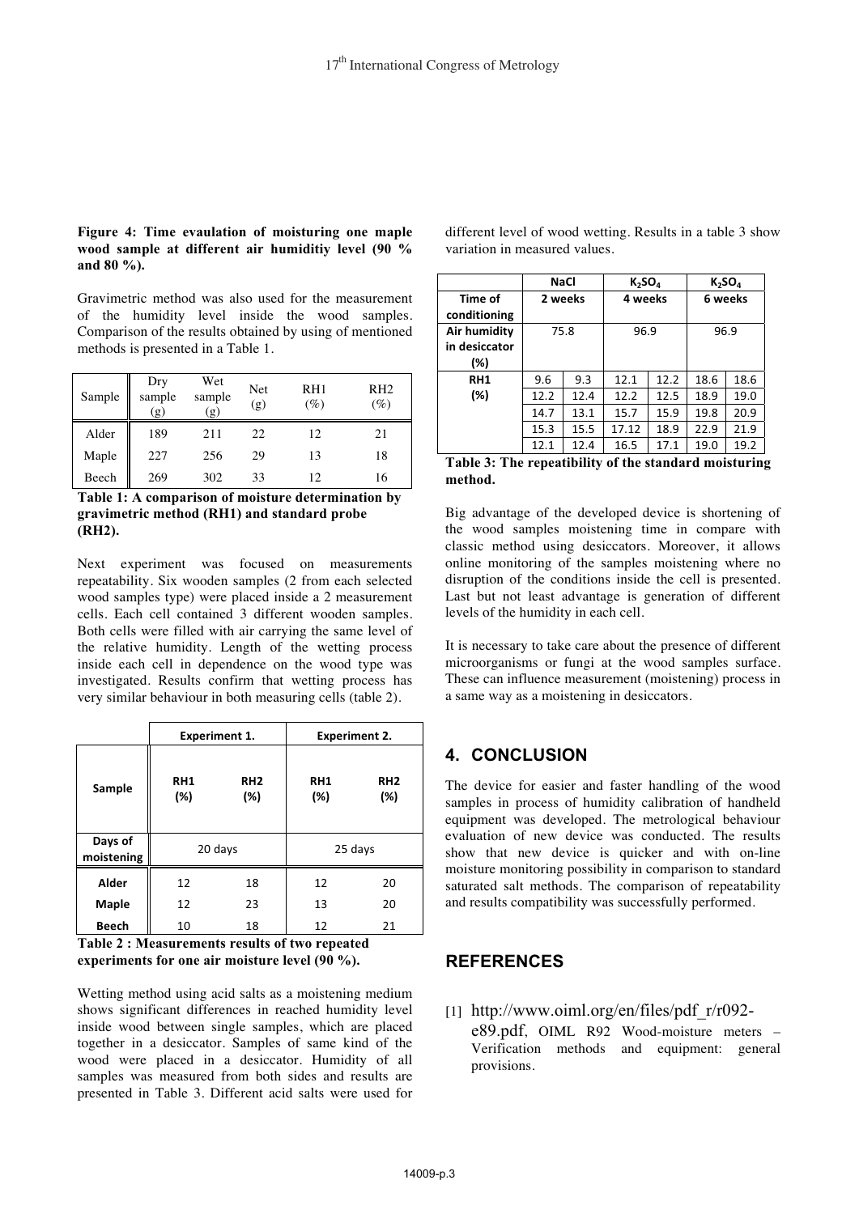**Figure 4: Time evaulation of moisturing one maple wood sample at different air humiditiy level (90 % and 80 %).**

Gravimetric method was also used for the measurement of the humidity level inside the wood samples. Comparison of the results obtained by using of mentioned methods is presented in a Table 1.

| Sample | Dry sample (g) | Wet sample (g) | Net (g) | RH1 (%) | RH2 (%) |
|---|---|---|---|---|---|
| Alder | 189 | 211 | 22 | 12 | 21 |
| Maple | 227 | 256 | 29 | 13 | 18 |
| Beech | 269 | 302 | 33 | 12 | 16 |

**Table 1: A comparison of moisture determination by gravimetric method (RH1) and standard probe (RH2).**

Next experiment was focused on measurements repeatability. Six wooden samples (2 from each selected wood samples type) were placed inside a 2 measurement cells. Each cell contained 3 different wooden samples. Both cells were filled with air carrying the same level of the relative humidity. Length of the wetting process inside each cell in dependence on the wood type was investigated. Results confirm that wetting process has very similar behaviour in both measuring cells (table 2).

| | Experiment 1. | | Experiment 2. | |
|---|---|---|---|---|
| **Sample** | **RH1 (%)** | **RH2 (%)** | **RH1 (%)** | **RH2 (%)** |
| **Days of moistening** | 20 days | | 25 days | |
| **Alder** | 12 | 18 | 12 | 20 |
| **Maple** | 12 | 23 | 13 | 20 |
| **Beech** | 10 | 18 | 12 | 21 |

**Table 2 : Measurements results of two repeated experiments for one air moisture level (90 %).**

Wetting method using acid salts as a moistening medium shows significant differences in reached humidity level inside wood between single samples, which are placed together in a desiccator. Samples of same kind of the wood were placed in a desiccator. Humidity of all samples was measured from both sides and results are presented in Table 3. Different acid salts were used for different level of wood wetting. Results in a table 3 show variation in measured values.

| | NaCl | | $K_2SO_4$ | | $K_2SO_4$ | |
|---|---|---|---|---|---|---|
| **Time of conditioning** | 2 weeks | | 4 weeks | | 6 weeks | |
| **Air humidity in desiccator (%)** | 75.8 | | 96.9 | | 96.9 | |
| **RH1 (%)** | 9.6 | 9.3 | 12.1 | 12.2 | 18.6 | 18.6 |
| | 12.2 | 12.4 | 12.2 | 12.5 | 18.9 | 19.0 |
| | 14.7 | 13.1 | 15.7 | 15.9 | 19.8 | 20.9 |
| | 15.3 | 15.5 | 17.12 | 18.9 | 22.9 | 21.9 |
| | 12.1 | 12.4 | 16.5 | 17.1 | 19.0 | 19.2 |

**Table 3: The repeatibility of the standard moisturing method.**

Big advantage of the developed device is shortening of the wood samples moistening time in compare with classic method using desiccators. Moreover, it allows online monitoring of the samples moistening where no disruption of the conditions inside the cell is presented. Last but not least advantage is generation of different levels of the humidity in each cell.

It is necessary to take care about the presence of different microorganisms or fungi at the wood samples surface. These can influence measurement (moistening) process in a same way as a moistening in desiccators.

## 4. CONCLUSION

The device for easier and faster handling of the wood samples in process of humidity calibration of handheld equipment was developed. The metrological behaviour evaluation of new device was conducted. The results show that new device is quicker and with on-line moisture monitoring possibility in comparison to standard saturated salt methods. The comparison of repeatability and results compatibility was successfully performed.

## REFERENCES

[1] http://www.oiml.org/en/files/pdf_r/r092-e89.pdf, OIML R92 Wood-moisture meters – Verification methods and equipment: general provisions.